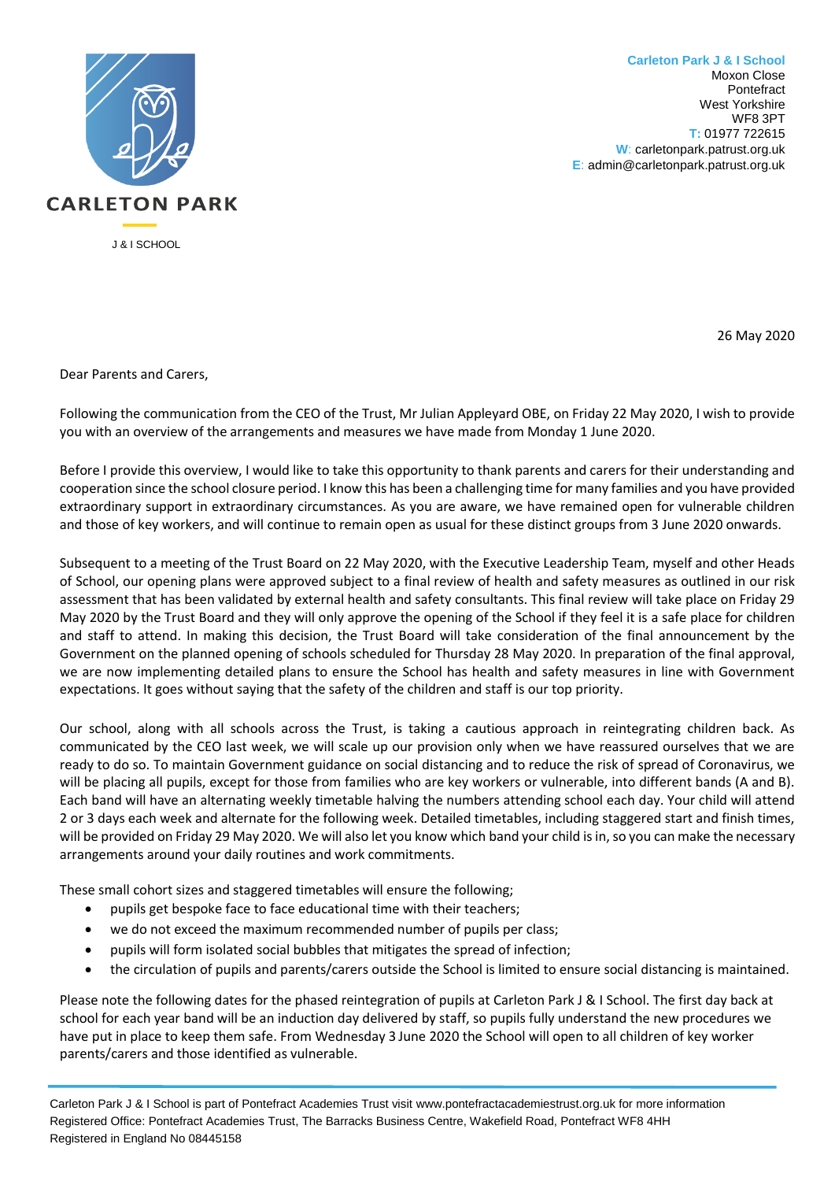CARLETON PARK

J & I SCHOOL

**Carleton Park J & I School**
Moxon Close
Pontefract
West Yorkshire
WF8 3PT
T: 01977 722615
W: carletonpark.patrust.org.uk
E: admin@carletonpark.patrust.org.uk

26 May 2020

Dear Parents and Carers,

Following the communication from the CEO of the Trust, Mr Julian Appleyard OBE, on Friday 22 May 2020, I wish to provide you with an overview of the arrangements and measures we have made from Monday 1 June 2020.

Before I provide this overview, I would like to take this opportunity to thank parents and carers for their understanding and cooperation since the school closure period. I know this has been a challenging time for many families and you have provided extraordinary support in extraordinary circumstances. As you are aware, we have remained open for vulnerable children and those of key workers, and will continue to remain open as usual for these distinct groups from 3 June 2020 onwards.

Subsequent to a meeting of the Trust Board on 22 May 2020, with the Executive Leadership Team, myself and other Heads of School, our opening plans were approved subject to a final review of health and safety measures as outlined in our risk assessment that has been validated by external health and safety consultants. This final review will take place on Friday 29 May 2020 by the Trust Board and they will only approve the opening of the School if they feel it is a safe place for children and staff to attend. In making this decision, the Trust Board will take consideration of the final announcement by the Government on the planned opening of schools scheduled for Thursday 28 May 2020. In preparation of the final approval, we are now implementing detailed plans to ensure the School has health and safety measures in line with Government expectations. It goes without saying that the safety of the children and staff is our top priority.

Our school, along with all schools across the Trust, is taking a cautious approach in reintegrating children back. As communicated by the CEO last week, we will scale up our provision only when we have reassured ourselves that we are ready to do so. To maintain Government guidance on social distancing and to reduce the risk of spread of Coronavirus, we will be placing all pupils, except for those from families who are key workers or vulnerable, into different bands (A and B). Each band will have an alternating weekly timetable halving the numbers attending school each day. Your child will attend 2 or 3 days each week and alternate for the following week. Detailed timetables, including staggered start and finish times, will be provided on Friday 29 May 2020. We will also let you know which band your child is in, so you can make the necessary arrangements around your daily routines and work commitments.

These small cohort sizes and staggered timetables will ensure the following;

- pupils get bespoke face to face educational time with their teachers;
- we do not exceed the maximum recommended number of pupils per class;
- pupils will form isolated social bubbles that mitigates the spread of infection;
- the circulation of pupils and parents/carers outside the School is limited to ensure social distancing is maintained.

Please note the following dates for the phased reintegration of pupils at Carleton Park J & I School. The first day back at school for each year band will be an induction day delivered by staff, so pupils fully understand the new procedures we have put in place to keep them safe. From Wednesday 3 June 2020 the School will open to all children of key worker parents/carers and those identified as vulnerable.

Carleton Park J & I School is part of Pontefract Academies Trust visit www.pontefractacademiestrust.org.uk for more information
Registered Office: Pontefract Academies Trust, The Barracks Business Centre, Wakefield Road, Pontefract WF8 4HH
Registered in England No 08445158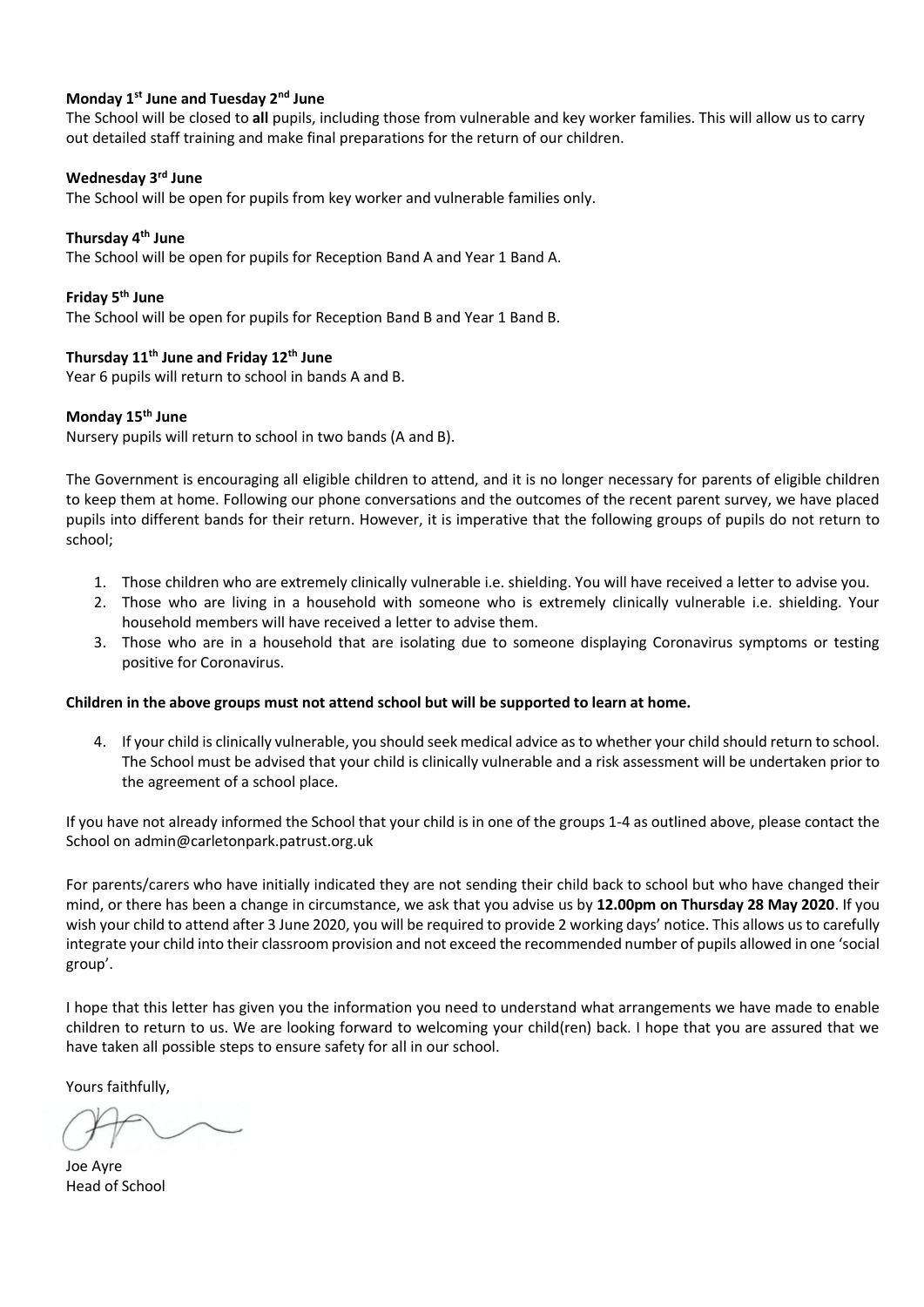**Monday 1st June and Tuesday 2nd June**
The School will be closed to **all** pupils, including those from vulnerable and key worker families. This will allow us to carry out detailed staff training and make final preparations for the return of our children.

**Wednesday 3rd June**
The School will be open for pupils from key worker and vulnerable families only.

**Thursday 4th June**
The School will be open for pupils for Reception Band A and Year 1 Band A.

**Friday 5th June**
The School will be open for pupils for Reception Band B and Year 1 Band B.

**Thursday 11th June and Friday 12th June**
Year 6 pupils will return to school in bands A and B.

**Monday 15th June**
Nursery pupils will return to school in two bands (A and B).

The Government is encouraging all eligible children to attend, and it is no longer necessary for parents of eligible children to keep them at home. Following our phone conversations and the outcomes of the recent parent survey, we have placed pupils into different bands for their return. However, it is imperative that the following groups of pupils do not return to school;

1. Those children who are extremely clinically vulnerable i.e. shielding. You will have received a letter to advise you.
2. Those who are living in a household with someone who is extremely clinically vulnerable i.e. shielding. Your household members will have received a letter to advise them.
3. Those who are in a household that are isolating due to someone displaying Coronavirus symptoms or testing positive for Coronavirus.

**Children in the above groups must not attend school but will be supported to learn at home.**

4. If your child is clinically vulnerable, you should seek medical advice as to whether your child should return to school. The School must be advised that your child is clinically vulnerable and a risk assessment will be undertaken prior to the agreement of a school place.

If you have not already informed the School that your child is in one of the groups 1-4 as outlined above, please contact the School on admin@carletonpark.patrust.org.uk

For parents/carers who have initially indicated they are not sending their child back to school but who have changed their mind, or there has been a change in circumstance, we ask that you advise us by **12.00pm on Thursday 28 May 2020**. If you wish your child to attend after 3 June 2020, you will be required to provide 2 working days' notice. This allows us to carefully integrate your child into their classroom provision and not exceed the recommended number of pupils allowed in one 'social group'.

I hope that this letter has given you the information you need to understand what arrangements we have made to enable children to return to us. We are looking forward to welcoming your child(ren) back. I hope that you are assured that we have taken all possible steps to ensure safety for all in our school.

Yours faithfully,

Joe Ayre
Head of School